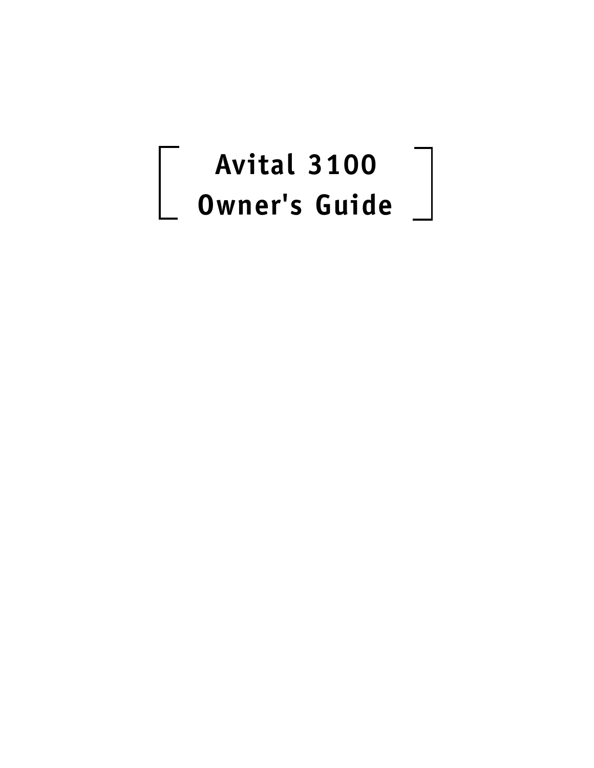# Avital 3100
# Owner's Guide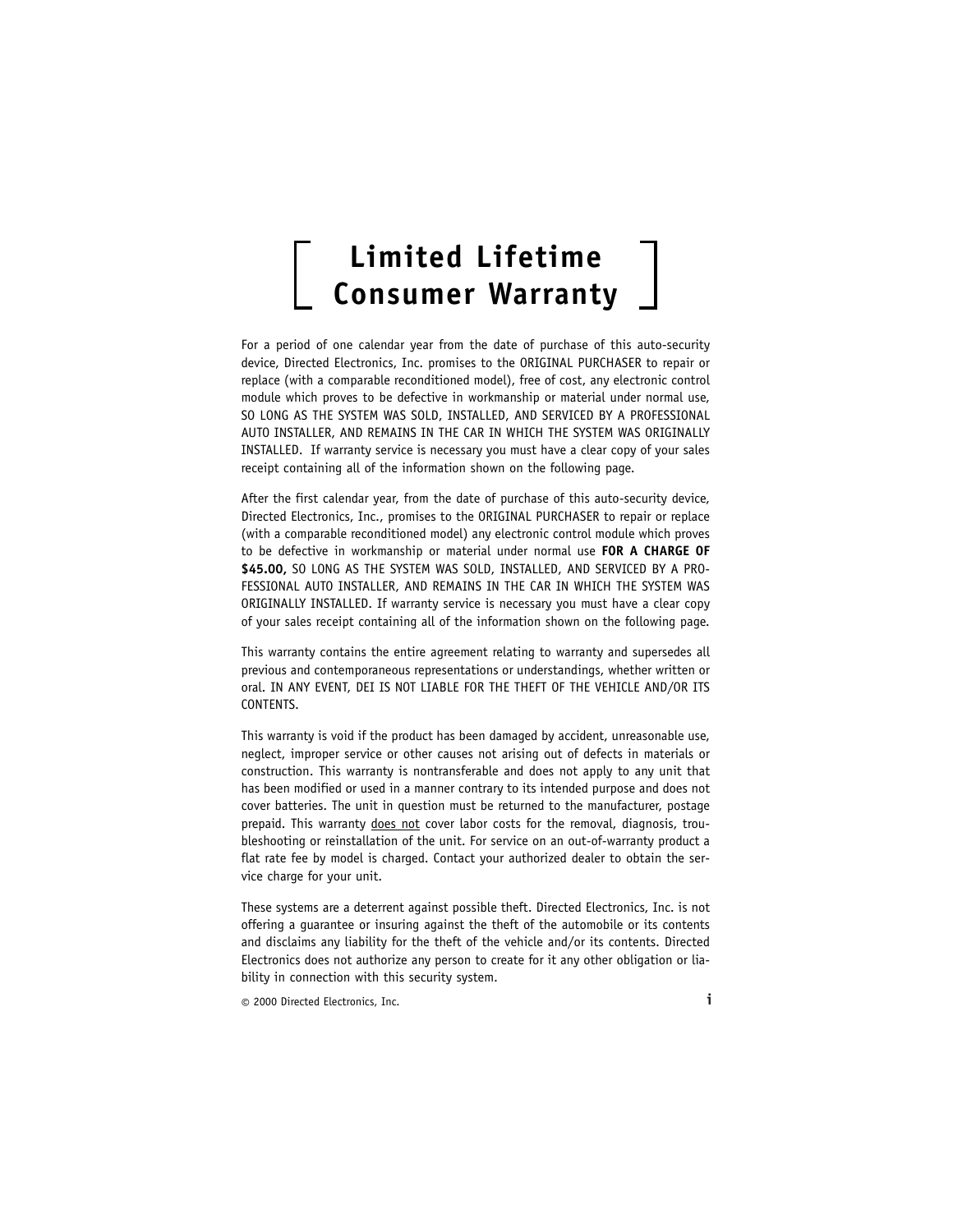# Limited Lifetime Consumer Warranty

For a period of one calendar year from the date of purchase of this auto-security device, Directed Electronics, Inc. promises to the ORIGINAL PURCHASER to repair or replace (with a comparable reconditioned model), free of cost, any electronic control module which proves to be defective in workmanship or material under normal use, SO LONG AS THE SYSTEM WAS SOLD, INSTALLED, AND SERVICED BY A PROFESSIONAL AUTO INSTALLER, AND REMAINS IN THE CAR IN WHICH THE SYSTEM WAS ORIGINALLY INSTALLED. If warranty service is necessary you must have a clear copy of your sales receipt containing all of the information shown on the following page.

After the first calendar year, from the date of purchase of this auto-security device, Directed Electronics, Inc., promises to the ORIGINAL PURCHASER to repair or replace (with a comparable reconditioned model) any electronic control module which proves to be defective in workmanship or material under normal use **FOR A CHARGE OF $45.00,** SO LONG AS THE SYSTEM WAS SOLD, INSTALLED, AND SERVICED BY A PROFESSIONAL AUTO INSTALLER, AND REMAINS IN THE CAR IN WHICH THE SYSTEM WAS ORIGINALLY INSTALLED. If warranty service is necessary you must have a clear copy of your sales receipt containing all of the information shown on the following page.

This warranty contains the entire agreement relating to warranty and supersedes all previous and contemporaneous representations or understandings, whether written or oral. IN ANY EVENT, DEI IS NOT LIABLE FOR THE THEFT OF THE VEHICLE AND/OR ITS CONTENTS.

This warranty is void if the product has been damaged by accident, unreasonable use, neglect, improper service or other causes not arising out of defects in materials or construction. This warranty is nontransferable and does not apply to any unit that has been modified or used in a manner contrary to its intended purpose and does not cover batteries. The unit in question must be returned to the manufacturer, postage prepaid. This warranty <u>does not</u> cover labor costs for the removal, diagnosis, troubleshooting or reinstallation of the unit. For service on an out-of-warranty product a flat rate fee by model is charged. Contact your authorized dealer to obtain the service charge for your unit.

These systems are a deterrent against possible theft. Directed Electronics, Inc. is not offering a guarantee or insuring against the theft of the automobile or its contents and disclaims any liability for the theft of the vehicle and/or its contents. Directed Electronics does not authorize any person to create for it any other obligation or liability in connection with this security system.

© 2000 Directed Electronics, Inc.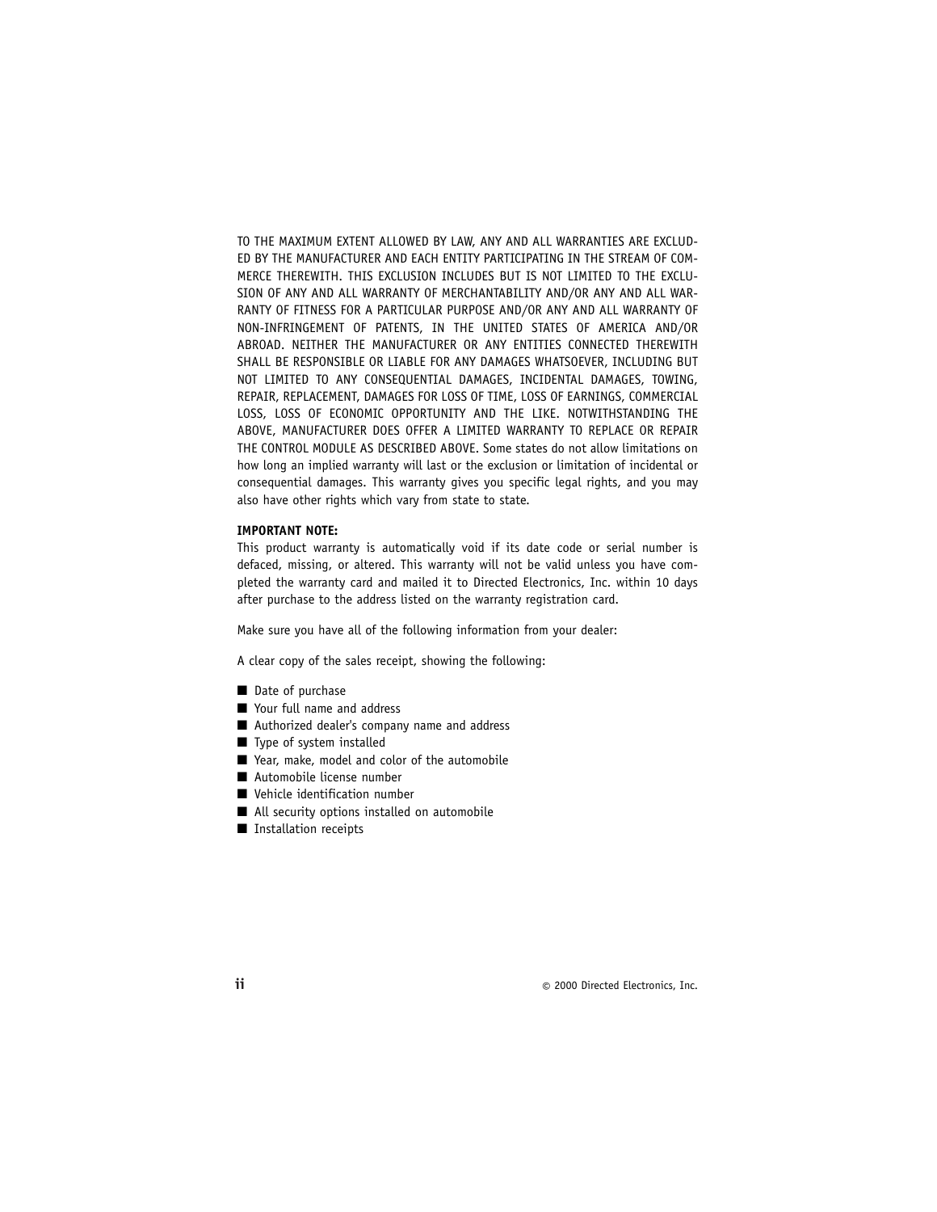TO THE MAXIMUM EXTENT ALLOWED BY LAW, ANY AND ALL WARRANTIES ARE EXCLUDED BY THE MANUFACTURER AND EACH ENTITY PARTICIPATING IN THE STREAM OF COMMERCE THEREWITH. THIS EXCLUSION INCLUDES BUT IS NOT LIMITED TO THE EXCLUSION OF ANY AND ALL WARRANTY OF MERCHANTABILITY AND/OR ANY AND ALL WARRANTY OF FITNESS FOR A PARTICULAR PURPOSE AND/OR ANY AND ALL WARRANTY OF NON-INFRINGEMENT OF PATENTS, IN THE UNITED STATES OF AMERICA AND/OR ABROAD. NEITHER THE MANUFACTURER OR ANY ENTITIES CONNECTED THEREWITH SHALL BE RESPONSIBLE OR LIABLE FOR ANY DAMAGES WHATSOEVER, INCLUDING BUT NOT LIMITED TO ANY CONSEQUENTIAL DAMAGES, INCIDENTAL DAMAGES, TOWING, REPAIR, REPLACEMENT, DAMAGES FOR LOSS OF TIME, LOSS OF EARNINGS, COMMERCIAL LOSS, LOSS OF ECONOMIC OPPORTUNITY AND THE LIKE. NOTWITHSTANDING THE ABOVE, MANUFACTURER DOES OFFER A LIMITED WARRANTY TO REPLACE OR REPAIR THE CONTROL MODULE AS DESCRIBED ABOVE. Some states do not allow limitations on how long an implied warranty will last or the exclusion or limitation of incidental or consequential damages. This warranty gives you specific legal rights, and you may also have other rights which vary from state to state.

**IMPORTANT NOTE:**
This product warranty is automatically void if its date code or serial number is defaced, missing, or altered. This warranty will not be valid unless you have completed the warranty card and mailed it to Directed Electronics, Inc. within 10 days after purchase to the address listed on the warranty registration card.

Make sure you have all of the following information from your dealer:

A clear copy of the sales receipt, showing the following:

- Date of purchase
- Your full name and address
- Authorized dealer's company name and address
- Type of system installed
- Year, make, model and color of the automobile
- Automobile license number
- Vehicle identification number
- All security options installed on automobile
- Installation receipts

© 2000 Directed Electronics, Inc.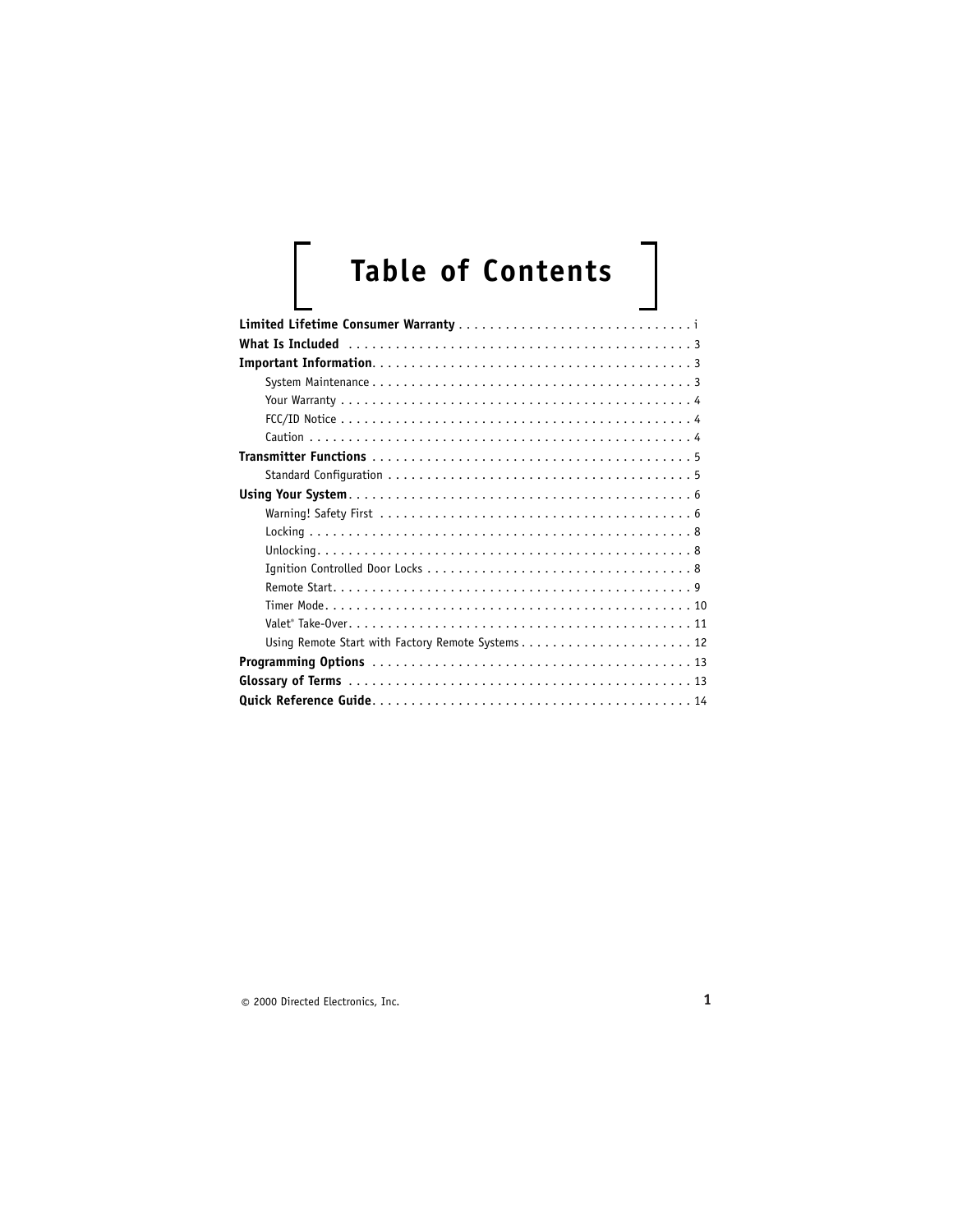# Table of Contents

**Limited Lifetime Consumer Warranty** . . . . . . . . . . . . . . . . . . . . . . . . . . . . . . i

**What Is Included** . . . . . . . . . . . . . . . . . . . . . . . . . . . . . . . . . . . . . . . . . . 3

**Important Information**. . . . . . . . . . . . . . . . . . . . . . . . . . . . . . . . . . . . . . . . 3

- System Maintenance . . . . . . . . . . . . . . . . . . . . . . . . . . . . . . . . . . . . . . . . 3
- Your Warranty . . . . . . . . . . . . . . . . . . . . . . . . . . . . . . . . . . . . . . . . . . . . 4
- FCC/ID Notice . . . . . . . . . . . . . . . . . . . . . . . . . . . . . . . . . . . . . . . . . . . . 4
- Caution . . . . . . . . . . . . . . . . . . . . . . . . . . . . . . . . . . . . . . . . . . . . . . . . . 4

**Transmitter Functions** . . . . . . . . . . . . . . . . . . . . . . . . . . . . . . . . . . . . . . . . 5

- Standard Configuration . . . . . . . . . . . . . . . . . . . . . . . . . . . . . . . . . . . . . . 5

**Using Your System**. . . . . . . . . . . . . . . . . . . . . . . . . . . . . . . . . . . . . . . . . . . 6

- Warning! Safety First . . . . . . . . . . . . . . . . . . . . . . . . . . . . . . . . . . . . . . . . 6
- Locking . . . . . . . . . . . . . . . . . . . . . . . . . . . . . . . . . . . . . . . . . . . . . . . . . 8
- Unlocking. . . . . . . . . . . . . . . . . . . . . . . . . . . . . . . . . . . . . . . . . . . . . . . . 8
- Ignition Controlled Door Locks . . . . . . . . . . . . . . . . . . . . . . . . . . . . . . . . . 8
- Remote Start. . . . . . . . . . . . . . . . . . . . . . . . . . . . . . . . . . . . . . . . . . . . . 9
- Timer Mode. . . . . . . . . . . . . . . . . . . . . . . . . . . . . . . . . . . . . . . . . . . . . . 10
- Valet® Take-Over. . . . . . . . . . . . . . . . . . . . . . . . . . . . . . . . . . . . . . . . . . . 11
- Using Remote Start with Factory Remote Systems . . . . . . . . . . . . . . . . . . . . . 12

**Programming Options** . . . . . . . . . . . . . . . . . . . . . . . . . . . . . . . . . . . . . . . . 13

**Glossary of Terms** . . . . . . . . . . . . . . . . . . . . . . . . . . . . . . . . . . . . . . . . . . . 13

**Quick Reference Guide**. . . . . . . . . . . . . . . . . . . . . . . . . . . . . . . . . . . . . . . . 14

© 2000 Directed Electronics, Inc.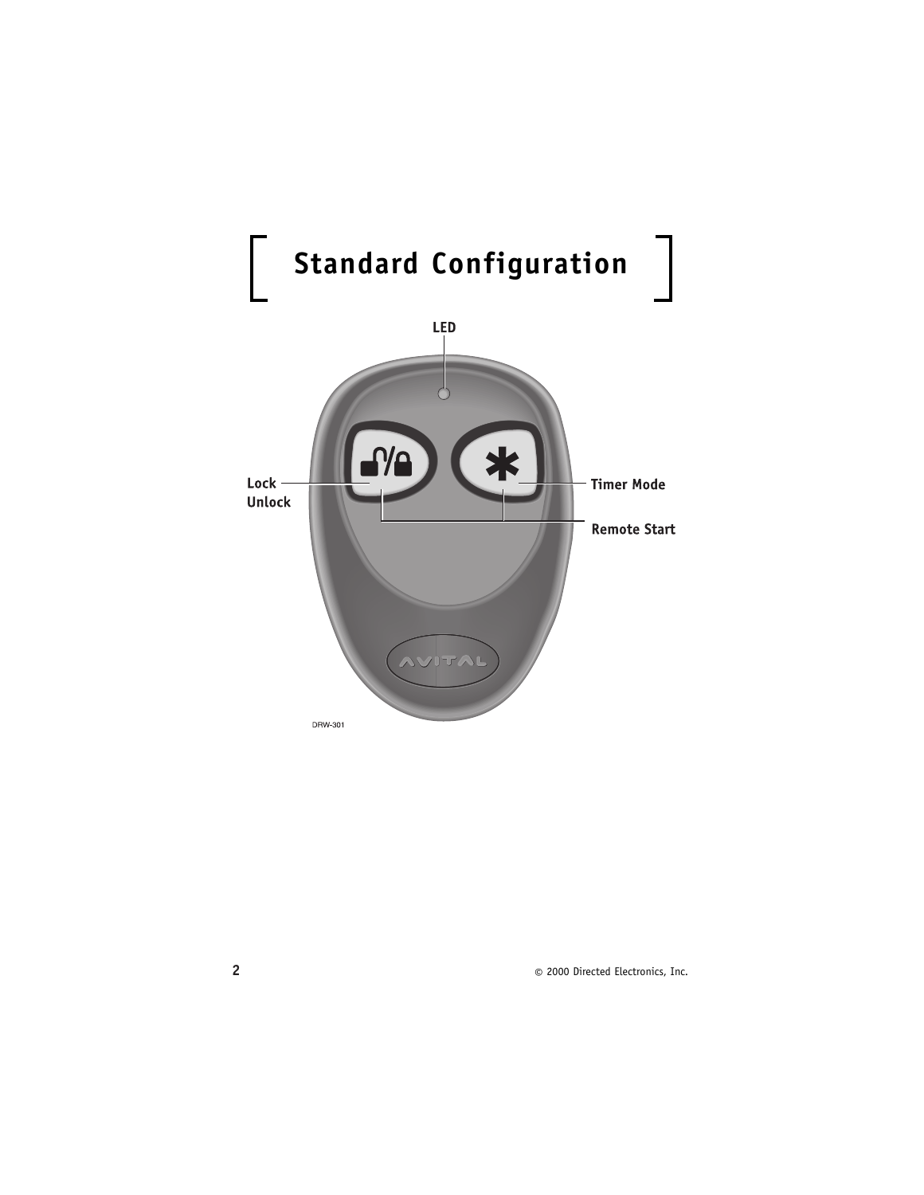# Standard Configuration

LED

Lock Unlock

Timer Mode

Remote Start

DRW-301

© 2000 Directed Electronics, Inc.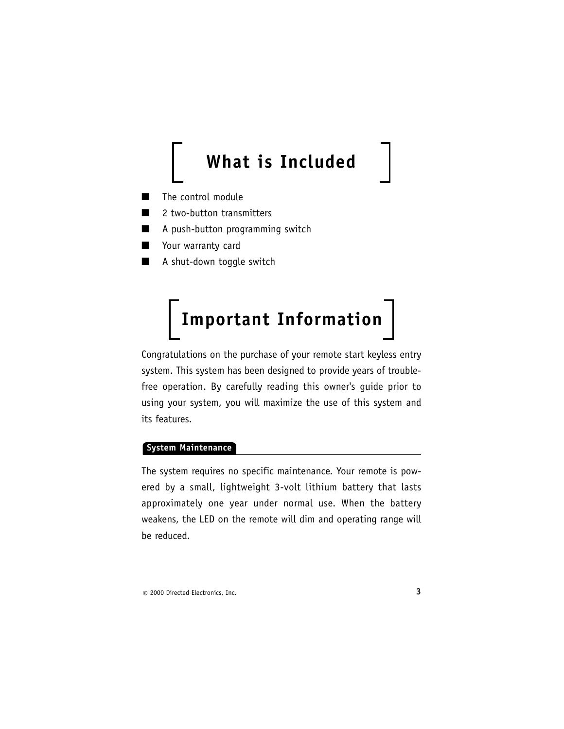# What is Included

- The control module
- 2 two-button transmitters
- A push-button programming switch
- Your warranty card
- A shut-down toggle switch

# Important Information

Congratulations on the purchase of your remote start keyless entry system. This system has been designed to provide years of trouble-free operation. By carefully reading this owner's guide prior to using your system, you will maximize the use of this system and its features.

## System Maintenance

The system requires no specific maintenance. Your remote is powered by a small, lightweight 3-volt lithium battery that lasts approximately one year under normal use. When the battery weakens, the LED on the remote will dim and operating range will be reduced.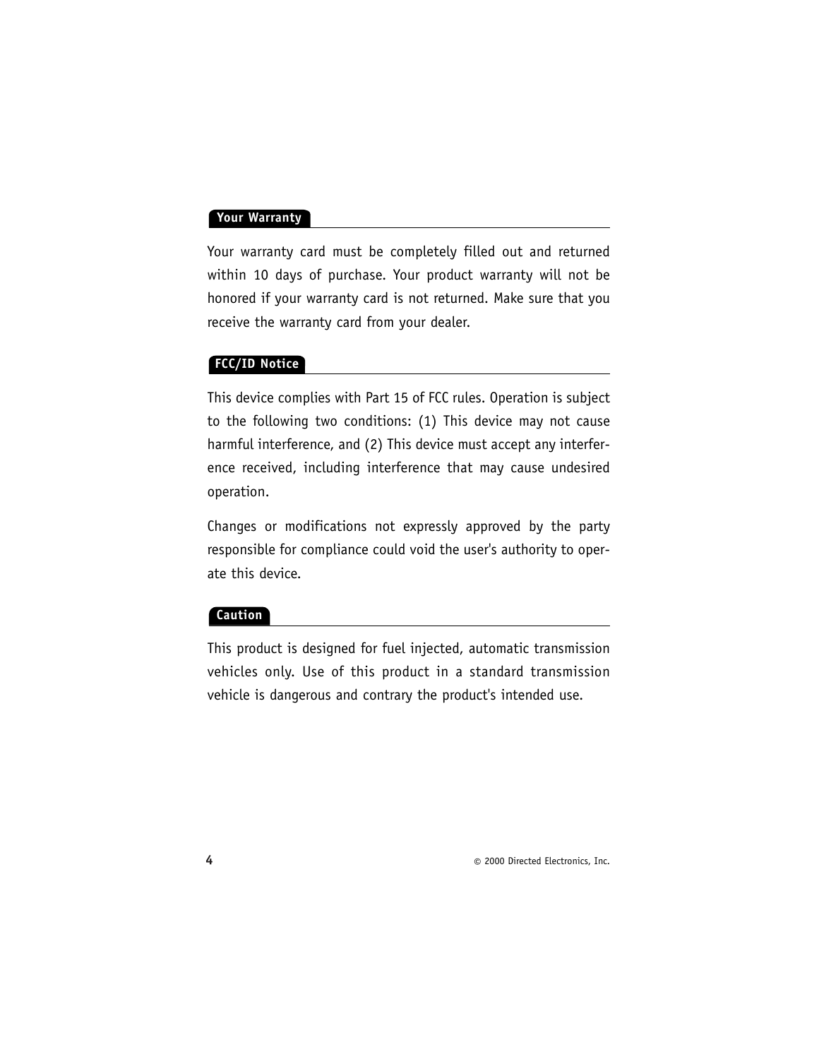## Your Warranty

Your warranty card must be completely filled out and returned within 10 days of purchase. Your product warranty will not be honored if your warranty card is not returned. Make sure that you receive the warranty card from your dealer.

## FCC/ID Notice

This device complies with Part 15 of FCC rules. Operation is subject to the following two conditions: (1) This device may not cause harmful interference, and (2) This device must accept any interference received, including interference that may cause undesired operation.

Changes or modifications not expressly approved by the party responsible for compliance could void the user's authority to operate this device.

## Caution

This product is designed for fuel injected, automatic transmission vehicles only. Use of this product in a standard transmission vehicle is dangerous and contrary the product's intended use.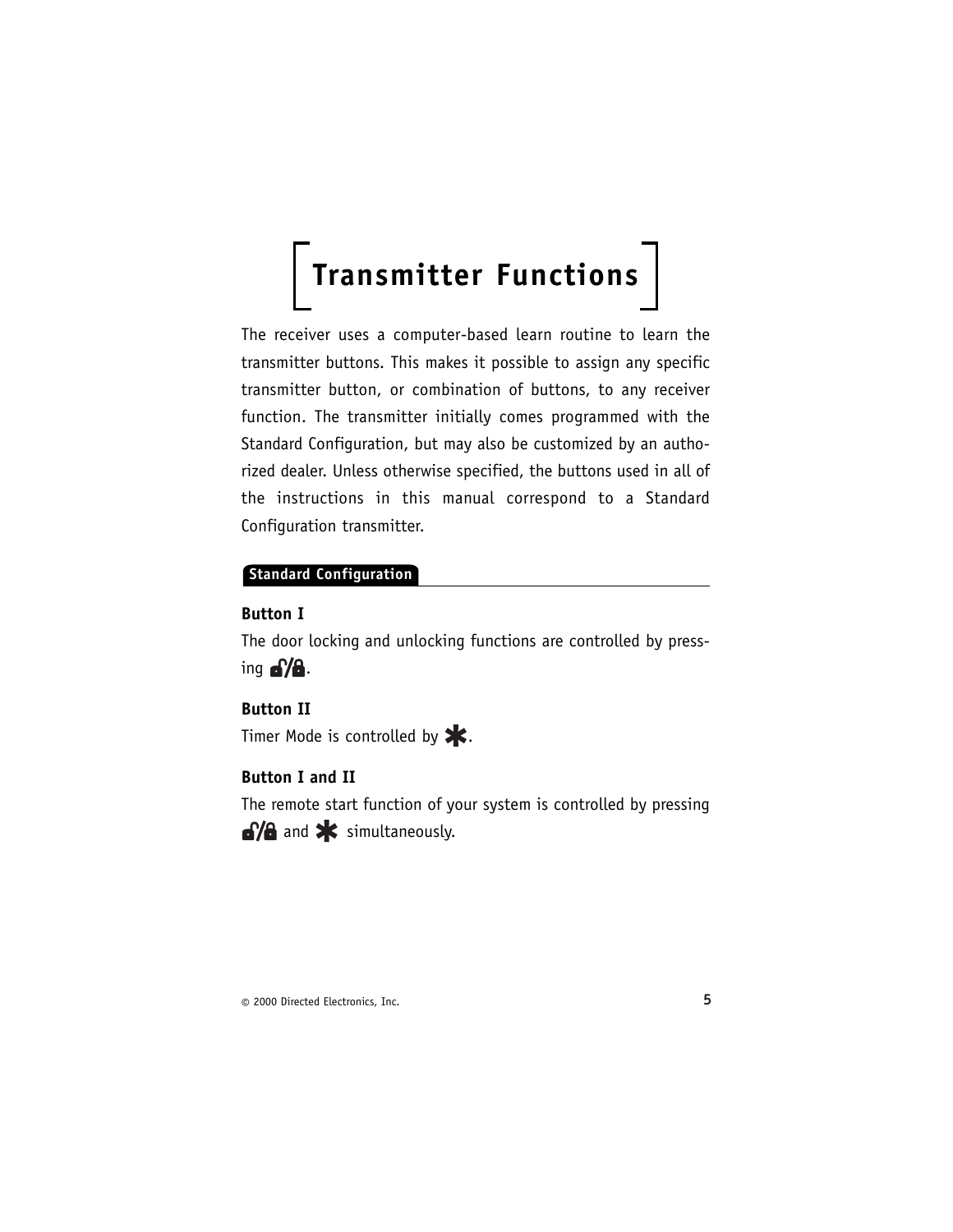# Transmitter Functions

The receiver uses a computer-based learn routine to learn the transmitter buttons. This makes it possible to assign any specific transmitter button, or combination of buttons, to any receiver function. The transmitter initially comes programmed with the Standard Configuration, but may also be customized by an authorized dealer. Unless otherwise specified, the buttons used in all of the instructions in this manual correspond to a Standard Configuration transmitter.

## Standard Configuration

### Button I

The door locking and unlocking functions are controlled by pressing 🔓/🔒.

### Button II

Timer Mode is controlled by ✱.

### Button I and II

The remote start function of your system is controlled by pressing 🔓/🔒 and ✱ simultaneously.

© 2000 Directed Electronics, Inc.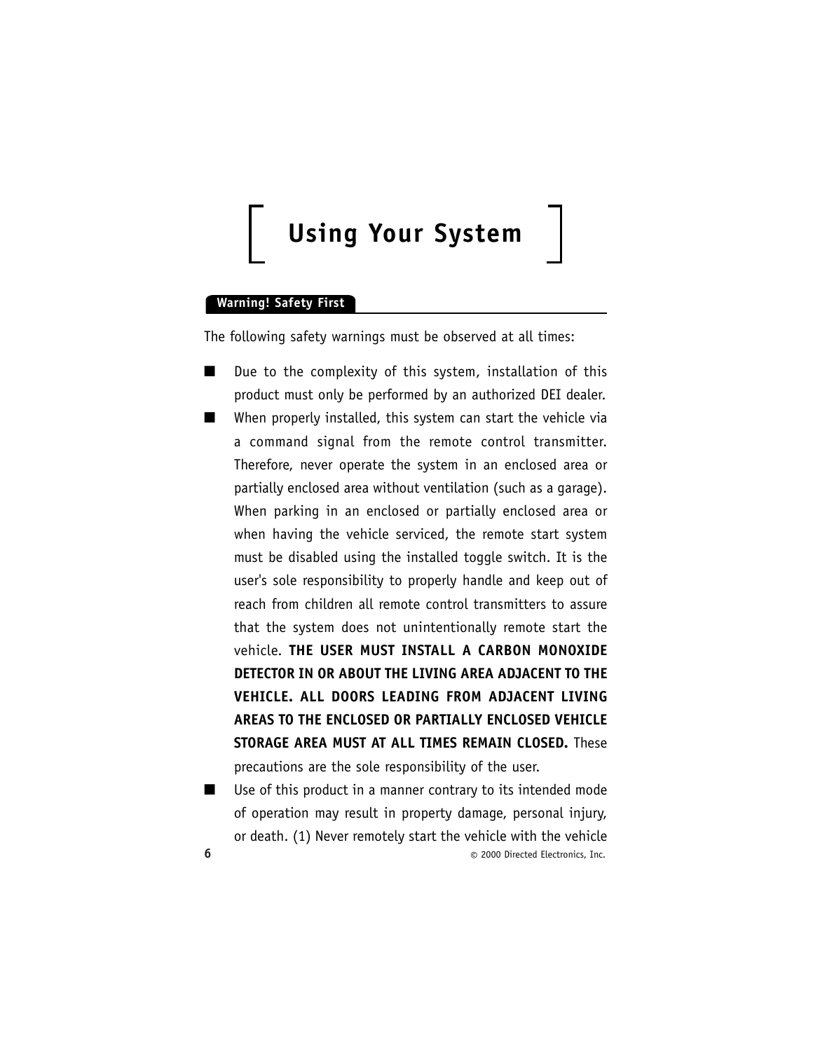# Using Your System

## Warning! Safety First

The following safety warnings must be observed at all times:

- Due to the complexity of this system, installation of this product must only be performed by an authorized DEI dealer.
- When properly installed, this system can start the vehicle via a command signal from the remote control transmitter. Therefore, never operate the system in an enclosed area or partially enclosed area without ventilation (such as a garage). When parking in an enclosed or partially enclosed area or when having the vehicle serviced, the remote start system must be disabled using the installed toggle switch. It is the user's sole responsibility to properly handle and keep out of reach from children all remote control transmitters to assure that the system does not unintentionally remote start the vehicle. **THE USER MUST INSTALL A CARBON MONOXIDE DETECTOR IN OR ABOUT THE LIVING AREA ADJACENT TO THE VEHICLE. ALL DOORS LEADING FROM ADJACENT LIVING AREAS TO THE ENCLOSED OR PARTIALLY ENCLOSED VEHICLE STORAGE AREA MUST AT ALL TIMES REMAIN CLOSED.** These precautions are the sole responsibility of the user.
- Use of this product in a manner contrary to its intended mode of operation may result in property damage, personal injury, or death. (1) Never remotely start the vehicle with the vehicle

© 2000 Directed Electronics, Inc.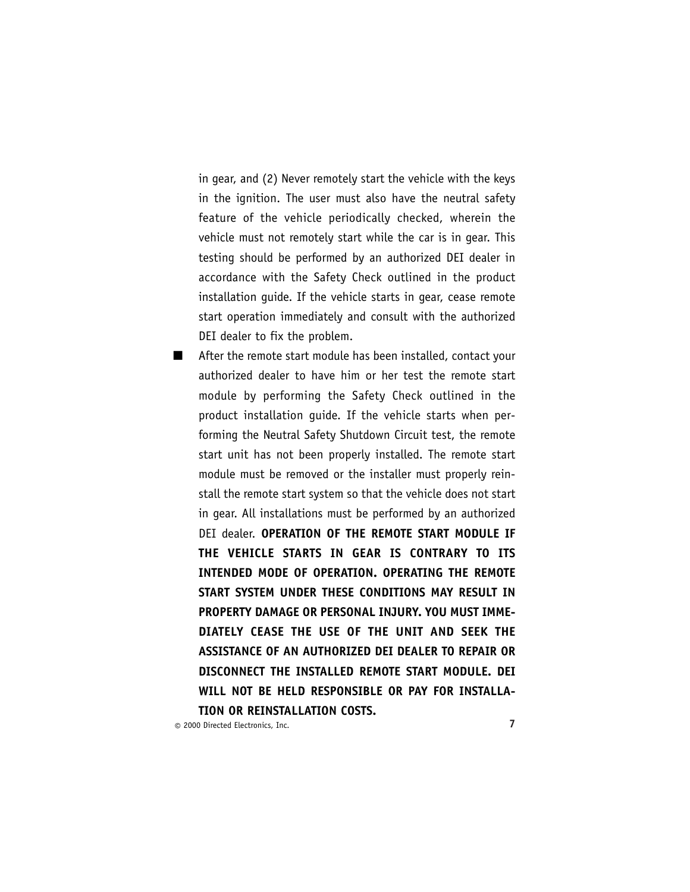in gear, and (2) Never remotely start the vehicle with the keys in the ignition. The user must also have the neutral safety feature of the vehicle periodically checked, wherein the vehicle must not remotely start while the car is in gear. This testing should be performed by an authorized DEI dealer in accordance with the Safety Check outlined in the product installation guide. If the vehicle starts in gear, cease remote start operation immediately and consult with the authorized DEI dealer to fix the problem.

- After the remote start module has been installed, contact your authorized dealer to have him or her test the remote start module by performing the Safety Check outlined in the product installation guide. If the vehicle starts when performing the Neutral Safety Shutdown Circuit test, the remote start unit has not been properly installed. The remote start module must be removed or the installer must properly reinstall the remote start system so that the vehicle does not start in gear. All installations must be performed by an authorized DEI dealer. **OPERATION OF THE REMOTE START MODULE IF THE VEHICLE STARTS IN GEAR IS CONTRARY TO ITS INTENDED MODE OF OPERATION. OPERATING THE REMOTE START SYSTEM UNDER THESE CONDITIONS MAY RESULT IN PROPERTY DAMAGE OR PERSONAL INJURY. YOU MUST IMMEDIATELY CEASE THE USE OF THE UNIT AND SEEK THE ASSISTANCE OF AN AUTHORIZED DEI DEALER TO REPAIR OR DISCONNECT THE INSTALLED REMOTE START MODULE. DEI WILL NOT BE HELD RESPONSIBLE OR PAY FOR INSTALLATION OR REINSTALLATION COSTS.**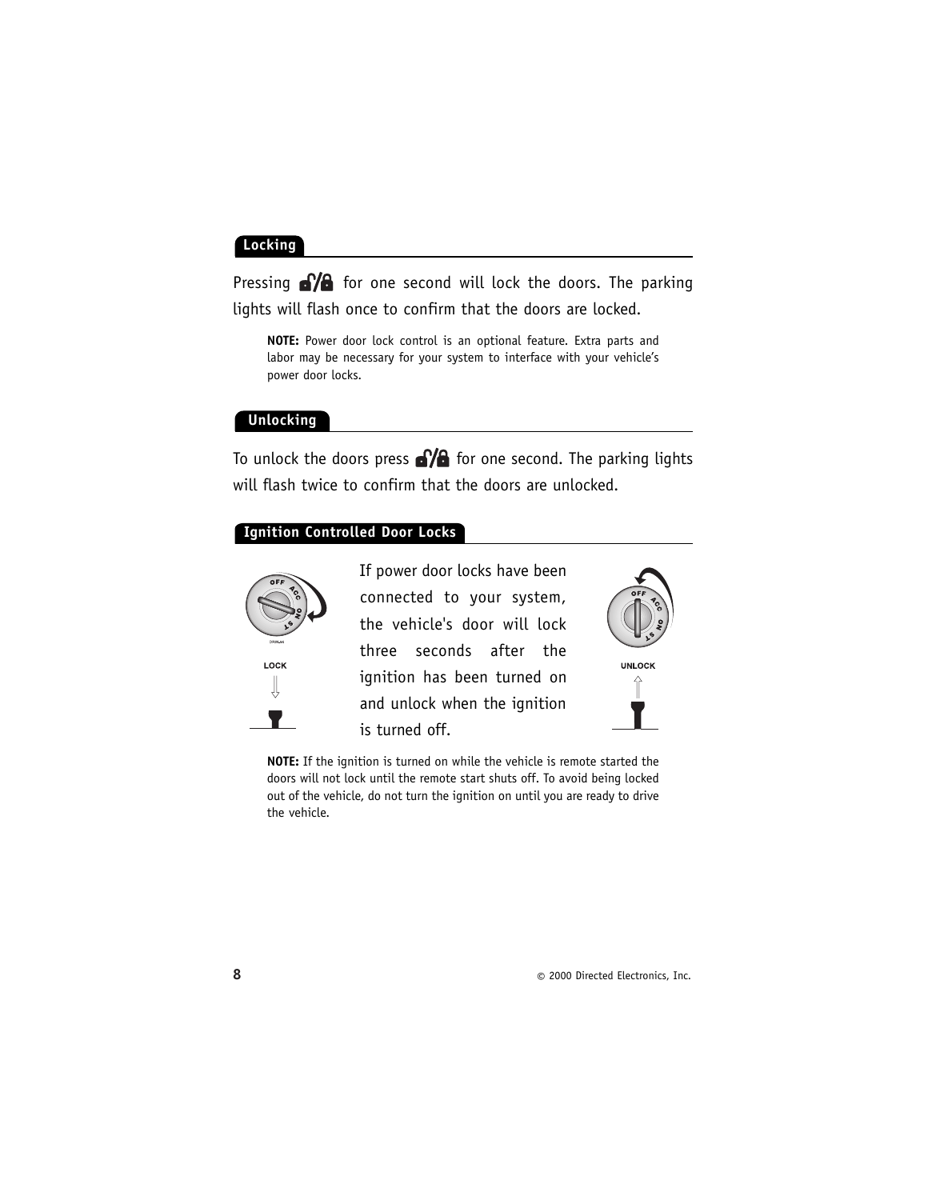## Locking

Pressing 🔓/🔒 for one second will lock the doors. The parking lights will flash once to confirm that the doors are locked.

**NOTE:** Power door lock control is an optional feature. Extra parts and labor may be necessary for your system to interface with your vehicle's power door locks.

## Unlocking

To unlock the doors press 🔓/🔒 for one second. The parking lights will flash twice to confirm that the doors are unlocked.

## Ignition Controlled Door Locks

If power door locks have been connected to your system, the vehicle's door will lock three seconds after the ignition has been turned on and unlock when the ignition is turned off.

**NOTE:** If the ignition is turned on while the vehicle is remote started the doors will not lock until the remote start shuts off. To avoid being locked out of the vehicle, do not turn the ignition on until you are ready to drive the vehicle.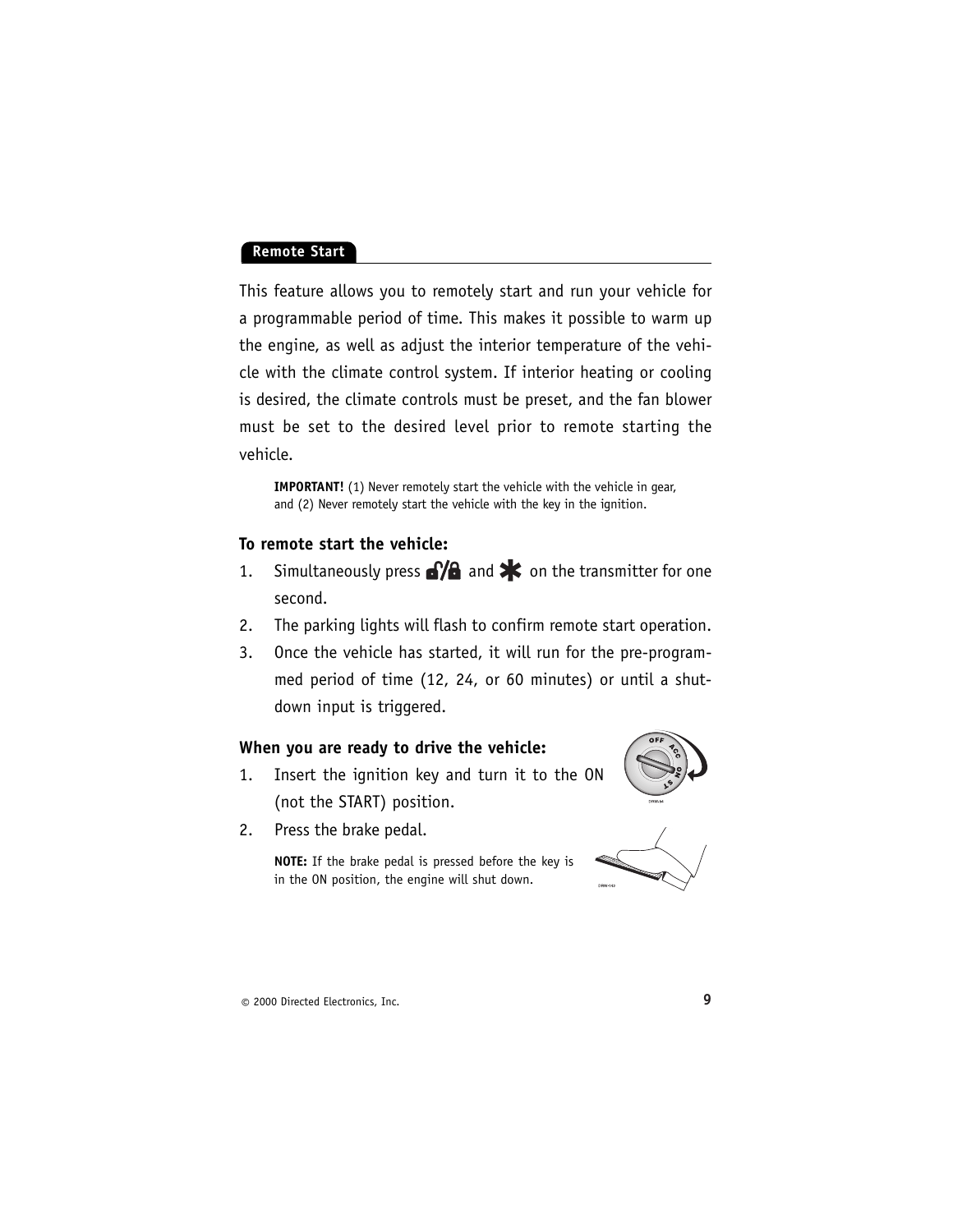## Remote Start

This feature allows you to remotely start and run your vehicle for a programmable period of time. This makes it possible to warm up the engine, as well as adjust the interior temperature of the vehicle with the climate control system. If interior heating or cooling is desired, the climate controls must be preset, and the fan blower must be set to the desired level prior to remote starting the vehicle.

> **IMPORTANT!** (1) Never remotely start the vehicle with the vehicle in gear, and (2) Never remotely start the vehicle with the key in the ignition.

### To remote start the vehicle:

1. Simultaneously press 🔓/🔒 and * on the transmitter for one second.
2. The parking lights will flash to confirm remote start operation.
3. Once the vehicle has started, it will run for the pre-programmed period of time (12, 24, or 60 minutes) or until a shut-down input is triggered.

### When you are ready to drive the vehicle:

1. Insert the ignition key and turn it to the ON (not the START) position.
2. Press the brake pedal.

> **NOTE:** If the brake pedal is pressed before the key is in the ON position, the engine will shut down.

© 2000 Directed Electronics, Inc.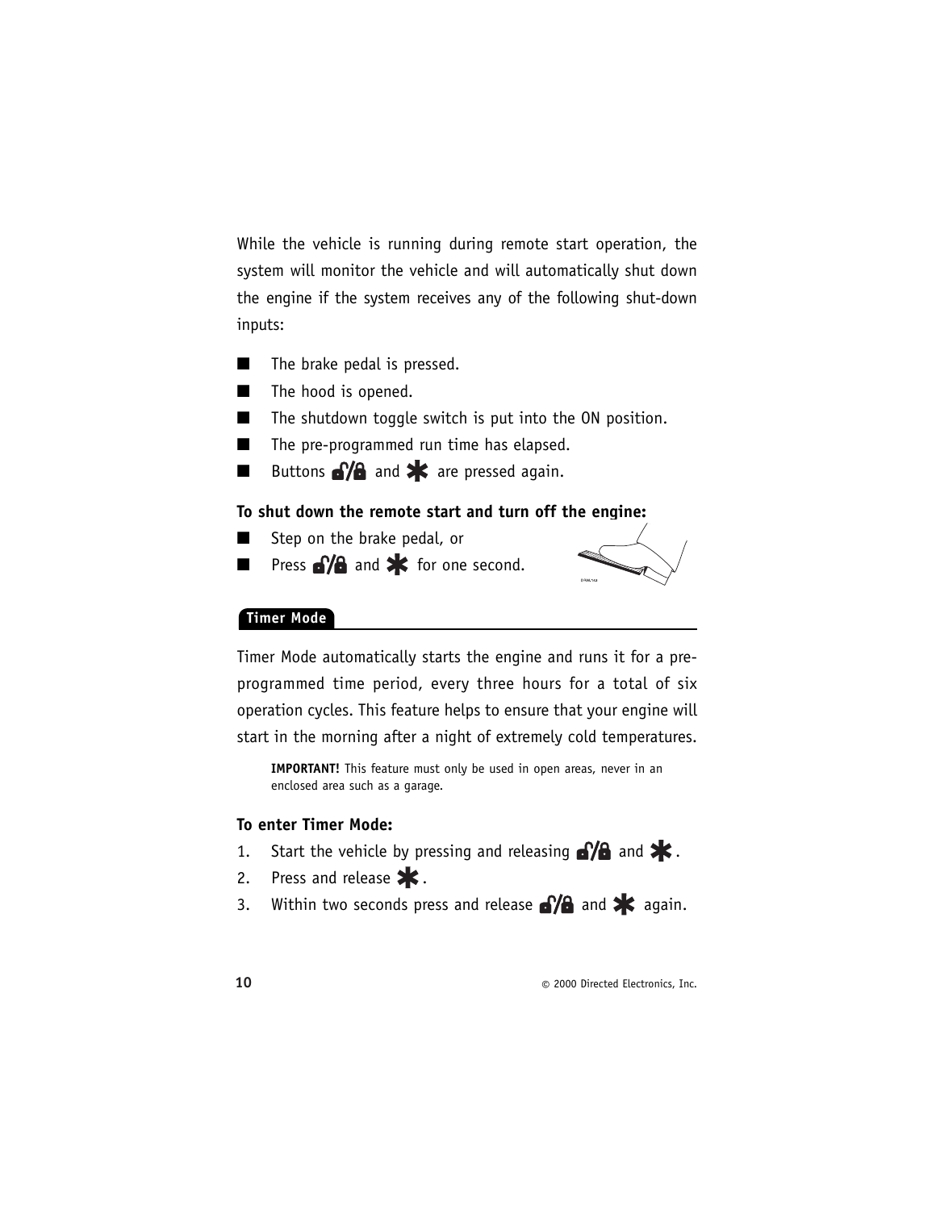While the vehicle is running during remote start operation, the system will monitor the vehicle and will automatically shut down the engine if the system receives any of the following shut-down inputs:

- The brake pedal is pressed.
- The hood is opened.
- The shutdown toggle switch is put into the ON position.
- The pre-programmed run time has elapsed.
- Buttons 🔓/🔒 and ✱ are pressed again.

**To shut down the remote start and turn off the engine:**

- Step on the brake pedal, or
- Press 🔓/🔒 and ✱ for one second.

## Timer Mode

Timer Mode automatically starts the engine and runs it for a pre-programmed time period, every three hours for a total of six operation cycles. This feature helps to ensure that your engine will start in the morning after a night of extremely cold temperatures.

> **IMPORTANT!** This feature must only be used in open areas, never in an enclosed area such as a garage.

**To enter Timer Mode:**

1. Start the vehicle by pressing and releasing 🔓/🔒 and ✱.
2. Press and release ✱.
3. Within two seconds press and release 🔓/🔒 and ✱ again.

© 2000 Directed Electronics, Inc.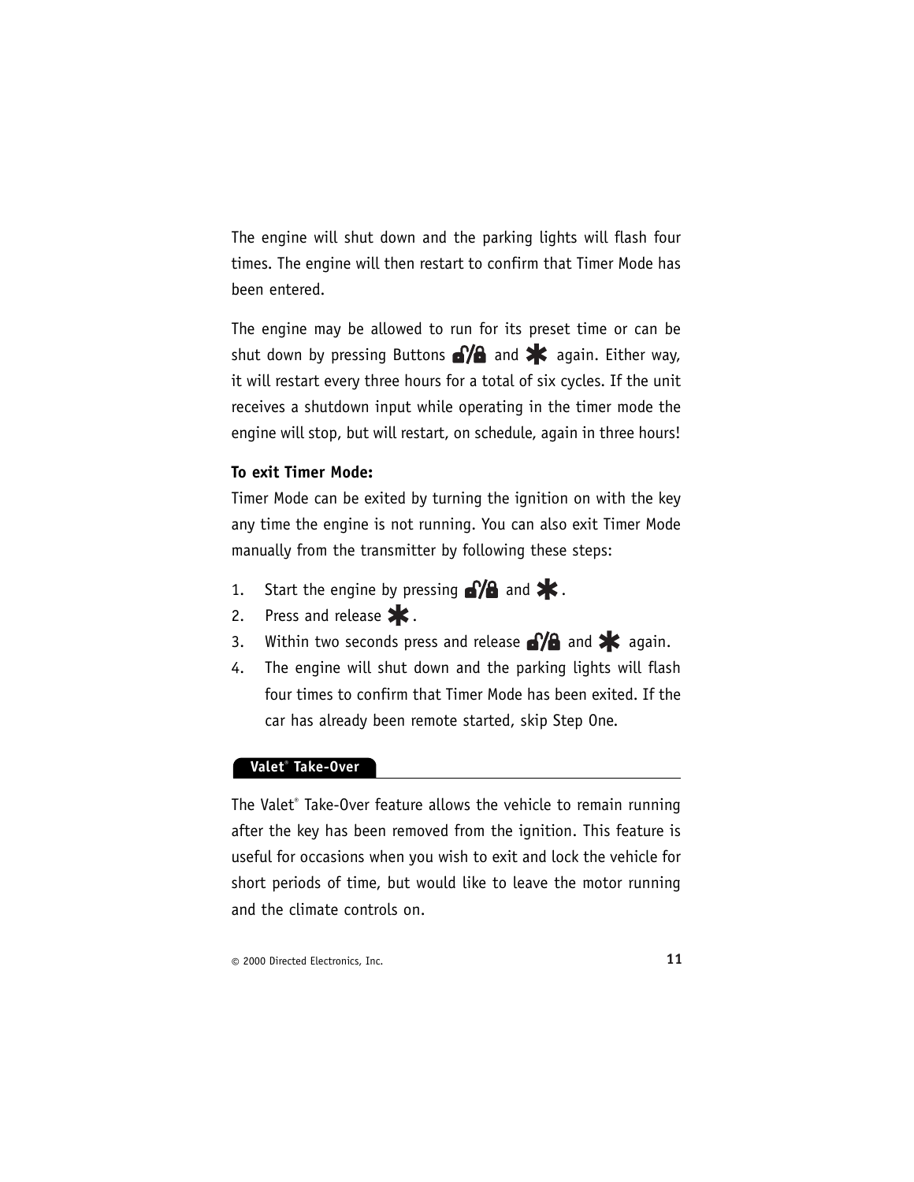The engine will shut down and the parking lights will flash four times. The engine will then restart to confirm that Timer Mode has been entered.

The engine may be allowed to run for its preset time or can be shut down by pressing Buttons 🔓/🔒 and ✱ again. Either way, it will restart every three hours for a total of six cycles. If the unit receives a shutdown input while operating in the timer mode the engine will stop, but will restart, on schedule, again in three hours!

**To exit Timer Mode:**

Timer Mode can be exited by turning the ignition on with the key any time the engine is not running. You can also exit Timer Mode manually from the transmitter by following these steps:

1. Start the engine by pressing 🔓/🔒 and ✱.
2. Press and release ✱.
3. Within two seconds press and release 🔓/🔒 and ✱ again.
4. The engine will shut down and the parking lights will flash four times to confirm that Timer Mode has been exited. If the car has already been remote started, skip Step One.

## Valet® Take-Over

The Valet® Take-Over feature allows the vehicle to remain running after the key has been removed from the ignition. This feature is useful for occasions when you wish to exit and lock the vehicle for short periods of time, but would like to leave the motor running and the climate controls on.

© 2000 Directed Electronics, Inc.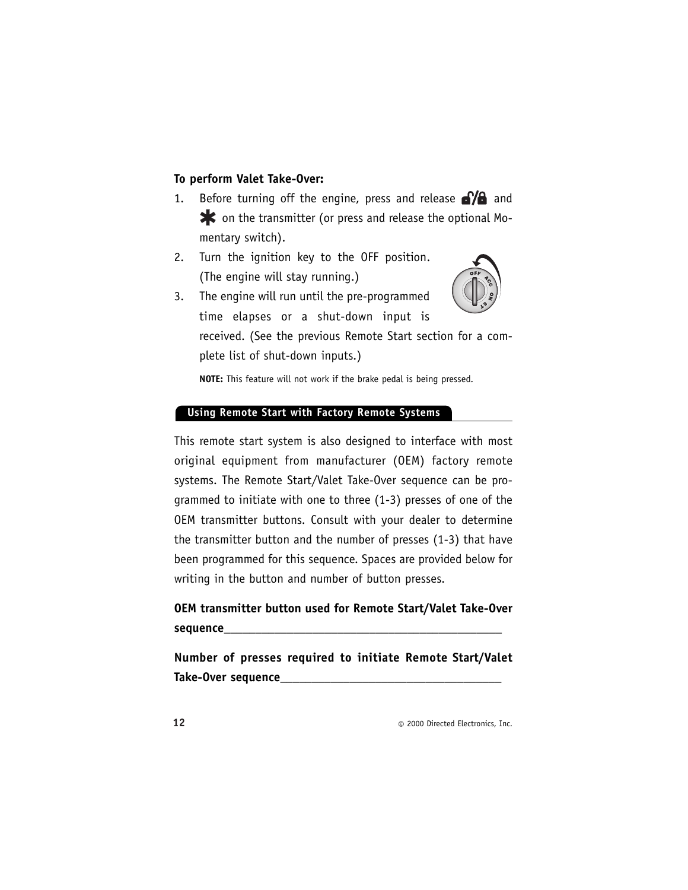**To perform Valet Take-Over:**

1. Before turning off the engine, press and release 🔓/🔒 and ✱ on the transmitter (or press and release the optional Momentary switch).
2. Turn the ignition key to the OFF position. (The engine will stay running.)
3. The engine will run until the pre-programmed time elapses or a shut-down input is received. (See the previous Remote Start section for a complete list of shut-down inputs.)

   **NOTE:** This feature will not work if the brake pedal is being pressed.

## Using Remote Start with Factory Remote Systems

This remote start system is also designed to interface with most original equipment from manufacturer (OEM) factory remote systems. The Remote Start/Valet Take-Over sequence can be programmed to initiate with one to three (1-3) presses of one of the OEM transmitter buttons. Consult with your dealer to determine the transmitter button and the number of presses (1-3) that have been programmed for this sequence. Spaces are provided below for writing in the button and number of button presses.

**OEM transmitter button used for Remote Start/Valet Take-Over sequence**_______________________________________________

**Number of presses required to initiate Remote Start/Valet Take-Over sequence**_____________________________________

© 2000 Directed Electronics, Inc.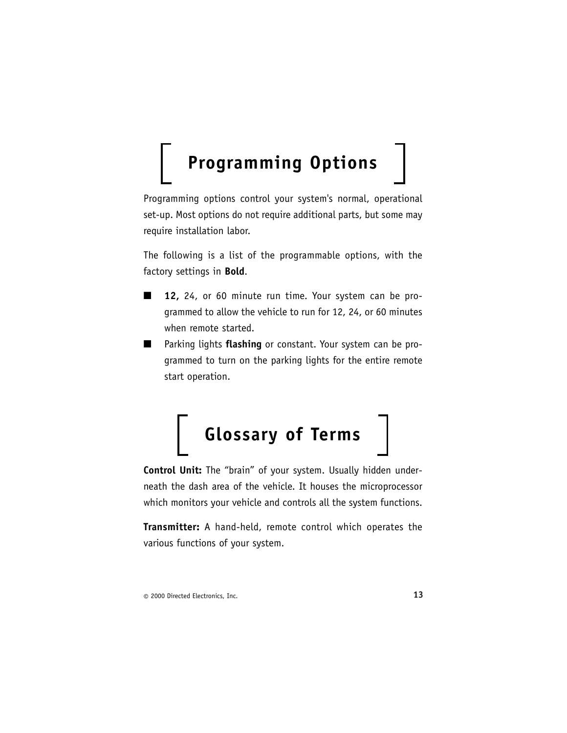# Programming Options

Programming options control your system's normal, operational set-up. Most options do not require additional parts, but some may require installation labor.

The following is a list of the programmable options, with the factory settings in **Bold**.

- **12,** 24, or 60 minute run time. Your system can be programmed to allow the vehicle to run for 12, 24, or 60 minutes when remote started.
- Parking lights **flashing** or constant. Your system can be programmed to turn on the parking lights for the entire remote start operation.

# Glossary of Terms

**Control Unit:** The "brain" of your system. Usually hidden underneath the dash area of the vehicle. It houses the microprocessor which monitors your vehicle and controls all the system functions.

**Transmitter:** A hand-held, remote control which operates the various functions of your system.

© 2000 Directed Electronics, Inc.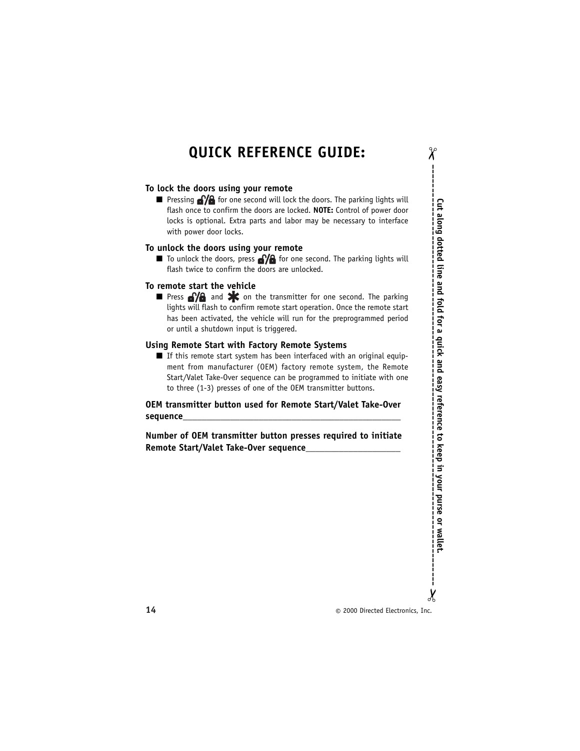# QUICK REFERENCE GUIDE:

### To lock the doors using your remote

- Pressing 🔓/🔒 for one second will lock the doors. The parking lights will flash once to confirm the doors are locked. **NOTE:** Control of power door locks is optional. Extra parts and labor may be necessary to interface with power door locks.

### To unlock the doors using your remote

- To unlock the doors, press 🔓/🔒 for one second. The parking lights will flash twice to confirm the doors are unlocked.

### To remote start the vehicle

- Press 🔓/🔒 and * on the transmitter for one second. The parking lights will flash to confirm remote start operation. Once the remote start has been activated, the vehicle will run for the preprogrammed period or until a shutdown input is triggered.

### Using Remote Start with Factory Remote Systems

- If this remote start system has been interfaced with an original equipment from manufacturer (OEM) factory remote system, the Remote Start/Valet Take-Over sequence can be programmed to initiate with one to three (1-3) presses of one of the OEM transmitter buttons.

**OEM transmitter button used for Remote Start/Valet Take-Over sequence**___________________________________________

**Number of OEM transmitter button presses required to initiate Remote Start/Valet Take-Over sequence**____________________

**Cut along dotted line and fold for a quick and easy reference to keep in your purse or wallet.**

© 2000 Directed Electronics, Inc.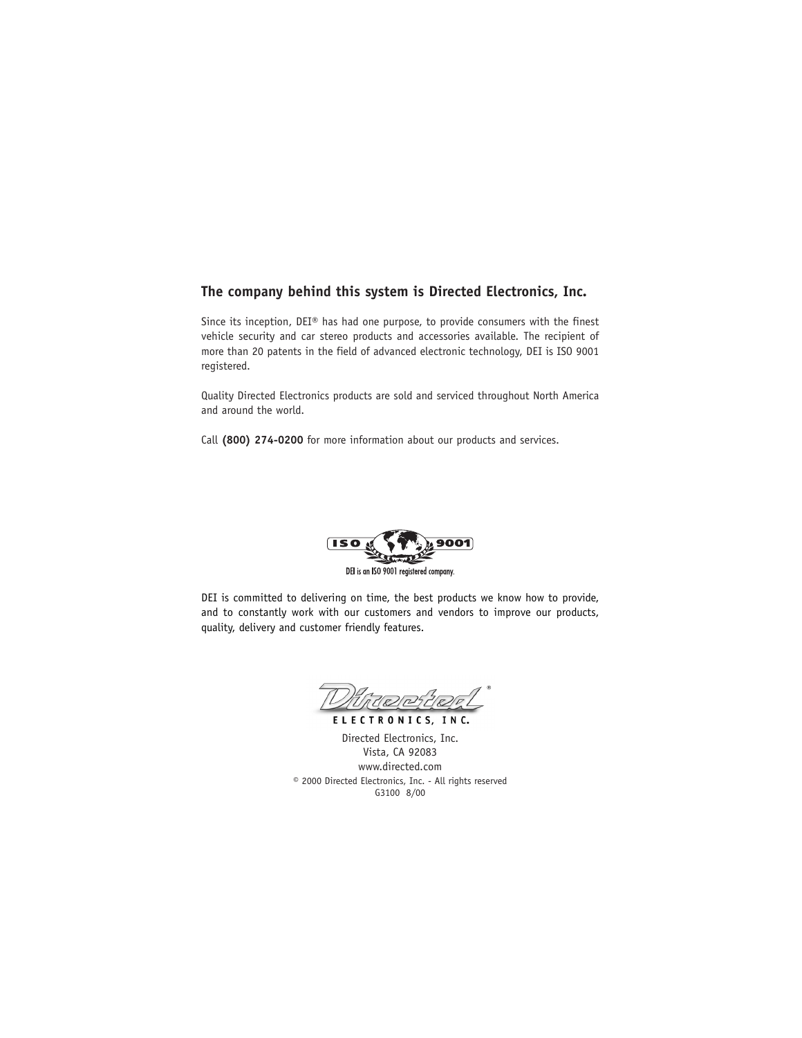## The company behind this system is Directed Electronics, Inc.

Since its inception, DEI® has had one purpose, to provide consumers with the finest vehicle security and car stereo products and accessories available. The recipient of more than 20 patents in the field of advanced electronic technology, DEI is ISO 9001 registered.

Quality Directed Electronics products are sold and serviced throughout North America and around the world.

Call **(800) 274-0200** for more information about our products and services.

ISO 9001

DEI is an ISO 9001 registered company.

DEI is committed to delivering on time, the best products we know how to provide, and to constantly work with our customers and vendors to improve our products, quality, delivery and customer friendly features.

Directed®

ELECTRONICS, INC.

Directed Electronics, Inc.
Vista, CA 92083
www.directed.com
© 2000 Directed Electronics, Inc. - All rights reserved
G3100 8/00